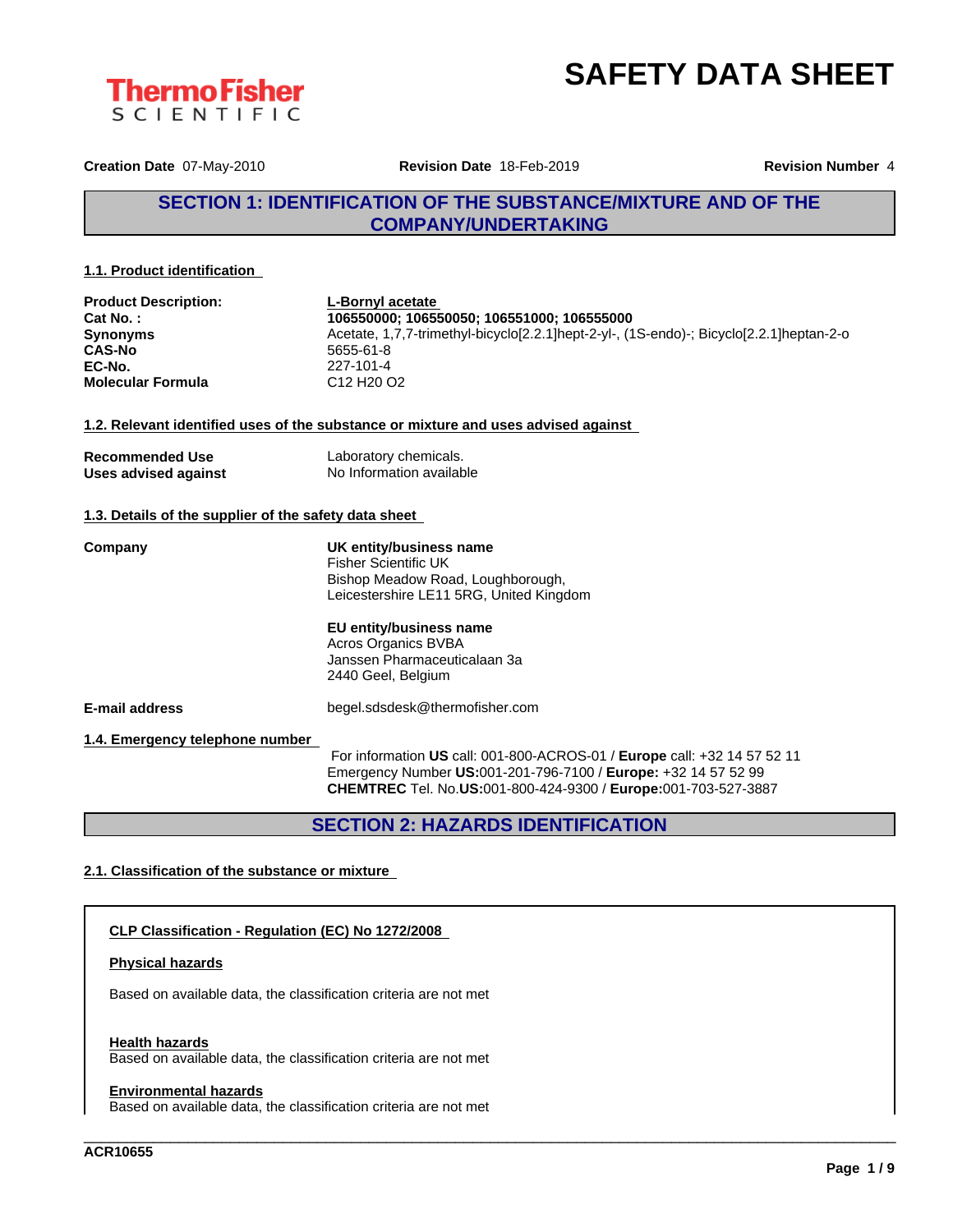# SAFETY DATA SHEET

**Creation Date** 07-May-2010 **Revision Date** 18-Feb-2019 **Revision Number** 4

## SECTION 1: IDENTIFICATION OF THE SUBSTANCE/MIXTURE AND OF THE COMPANY/UNDERTAKING

### 1.1. Product identification

| | |
|---|---|
| **Product Description:** | **L-Bornyl acetate** |
| **Cat No. :** | **106550000; 106550050; 106551000; 106555000** |
| **Synonyms** | Acetate, 1,7,7-trimethyl-bicyclo[2.2.1]hept-2-yl-, (1S-endo)-; Bicyclo[2.2.1]heptan-2-o |
| **CAS-No** | 5655-61-8 |
| **EC-No.** | 227-101-4 |
| **Molecular Formula** | C12 H20 O2 |

### 1.2. Relevant identified uses of the substance or mixture and uses advised against

| | |
|---|---|
| **Recommended Use** | Laboratory chemicals. |
| **Uses advised against** | No Information available |

### 1.3. Details of the supplier of the safety data sheet

**Company**

**UK entity/business name**
Fisher Scientific UK
Bishop Meadow Road, Loughborough,
Leicestershire LE11 5RG, United Kingdom

**EU entity/business name**
Acros Organics BVBA
Janssen Pharmaceuticalaan 3a
2440 Geel, Belgium

**E-mail address** begel.sdsdesk@thermofisher.com

### 1.4. Emergency telephone number

For information **US** call: 001-800-ACROS-01 / **Europe** call: +32 14 57 52 11
Emergency Number **US:**001-201-796-7100 / **Europe:** +32 14 57 52 99
**CHEMTREC** Tel. No.**US:**001-800-424-9300 / **Europe:**001-703-527-3887

## SECTION 2: HAZARDS IDENTIFICATION

### 2.1. Classification of the substance or mixture

**CLP Classification - Regulation (EC) No 1272/2008**

**Physical hazards**

Based on available data, the classification criteria are not met

**Health hazards**
Based on available data, the classification criteria are not met

**Environmental hazards**
Based on available data, the classification criteria are not met

ACR10655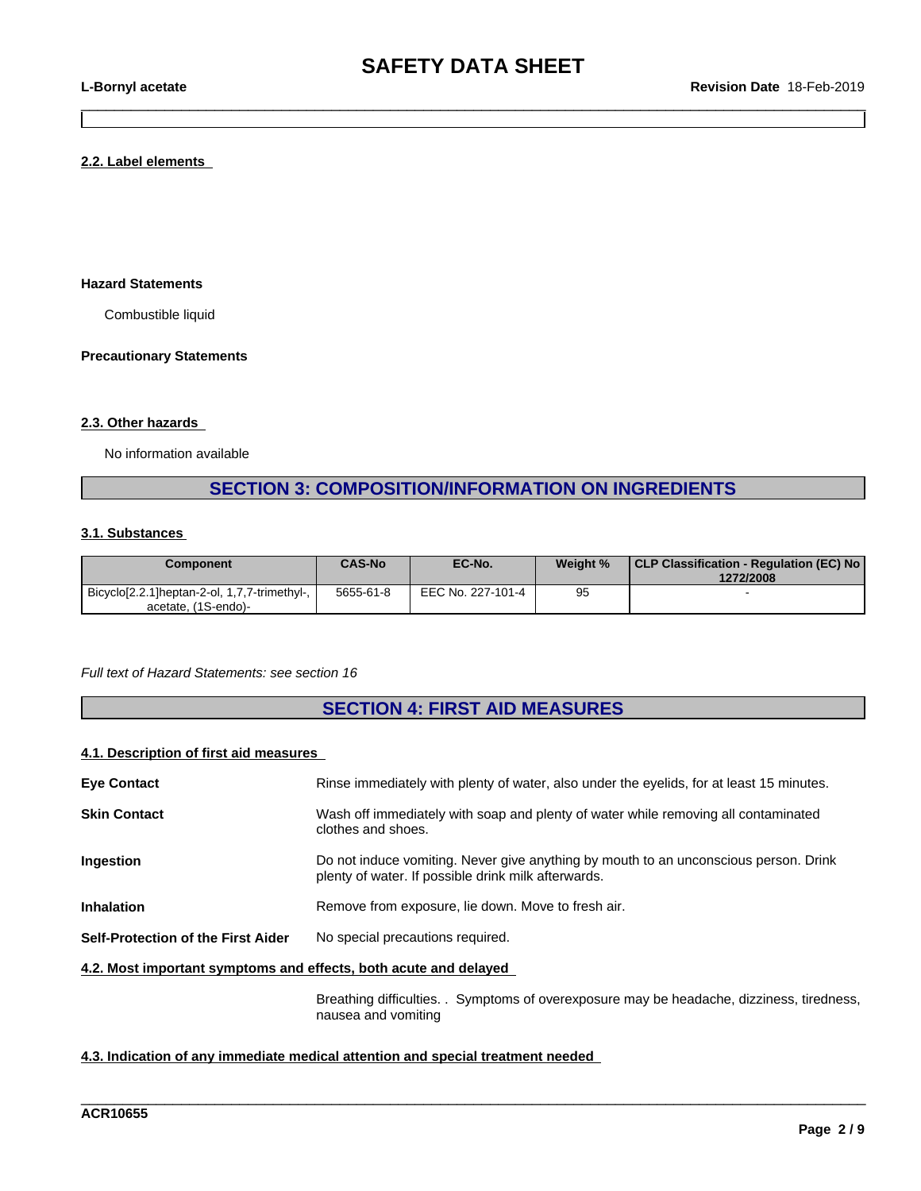### 2.2. Label elements

**Hazard Statements**

Combustible liquid

**Precautionary Statements**

### 2.3. Other hazards

No information available

## SECTION 3: COMPOSITION/INFORMATION ON INGREDIENTS

### 3.1. Substances

| Component | CAS-No | EC-No. | Weight % | CLP Classification - Regulation (EC) No 1272/2008 |
|---|---|---|---|---|
| Bicyclo[2.2.1]heptan-2-ol, 1,7,7-trimethyl-, acetate, (1S-endo)- | 5655-61-8 | EEC No. 227-101-4 | 95 | - |

*Full text of Hazard Statements: see section 16*

## SECTION 4: FIRST AID MEASURES

### 4.1. Description of first aid measures

**Eye Contact**: Rinse immediately with plenty of water, also under the eyelids, for at least 15 minutes.

**Skin Contact**: Wash off immediately with soap and plenty of water while removing all contaminated clothes and shoes.

**Ingestion**: Do not induce vomiting. Never give anything by mouth to an unconscious person. Drink plenty of water. If possible drink milk afterwards.

**Inhalation**: Remove from exposure, lie down. Move to fresh air.

**Self-Protection of the First Aider**: No special precautions required.

### 4.2. Most important symptoms and effects, both acute and delayed

Breathing difficulties. . Symptoms of overexposure may be headache, dizziness, tiredness, nausea and vomiting

### 4.3. Indication of any immediate medical attention and special treatment needed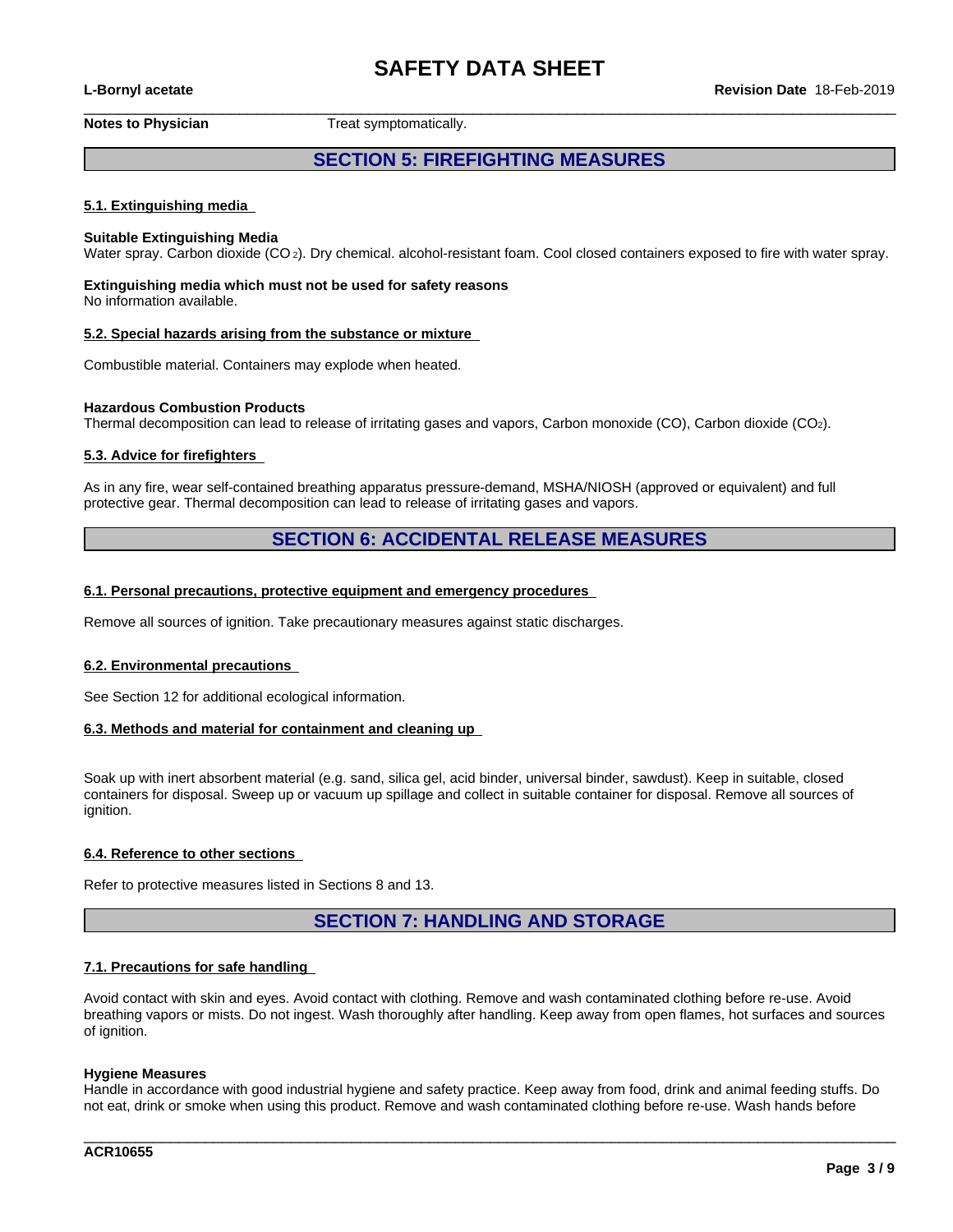**Notes to Physician** Treat symptomatically.

## SECTION 5: FIREFIGHTING MEASURES

### 5.1. Extinguishing media

**Suitable Extinguishing Media**
Water spray. Carbon dioxide ($CO_2$). Dry chemical. alcohol-resistant foam. Cool closed containers exposed to fire with water spray.

**Extinguishing media which must not be used for safety reasons**
No information available.

### 5.2. Special hazards arising from the substance or mixture

Combustible material. Containers may explode when heated.

**Hazardous Combustion Products**
Thermal decomposition can lead to release of irritating gases and vapors, Carbon monoxide (CO), Carbon dioxide ($CO_2$).

### 5.3. Advice for firefighters

As in any fire, wear self-contained breathing apparatus pressure-demand, MSHA/NIOSH (approved or equivalent) and full protective gear. Thermal decomposition can lead to release of irritating gases and vapors.

## SECTION 6: ACCIDENTAL RELEASE MEASURES

### 6.1. Personal precautions, protective equipment and emergency procedures

Remove all sources of ignition. Take precautionary measures against static discharges.

### 6.2. Environmental precautions

See Section 12 for additional ecological information.

### 6.3. Methods and material for containment and cleaning up

Soak up with inert absorbent material (e.g. sand, silica gel, acid binder, universal binder, sawdust). Keep in suitable, closed containers for disposal. Sweep up or vacuum up spillage and collect in suitable container for disposal. Remove all sources of ignition.

### 6.4. Reference to other sections

Refer to protective measures listed in Sections 8 and 13.

## SECTION 7: HANDLING AND STORAGE

### 7.1. Precautions for safe handling

Avoid contact with skin and eyes. Avoid contact with clothing. Remove and wash contaminated clothing before re-use. Avoid breathing vapors or mists. Do not ingest. Wash thoroughly after handling. Keep away from open flames, hot surfaces and sources of ignition.

**Hygiene Measures**
Handle in accordance with good industrial hygiene and safety practice. Keep away from food, drink and animal feeding stuffs. Do not eat, drink or smoke when using this product. Remove and wash contaminated clothing before re-use. Wash hands before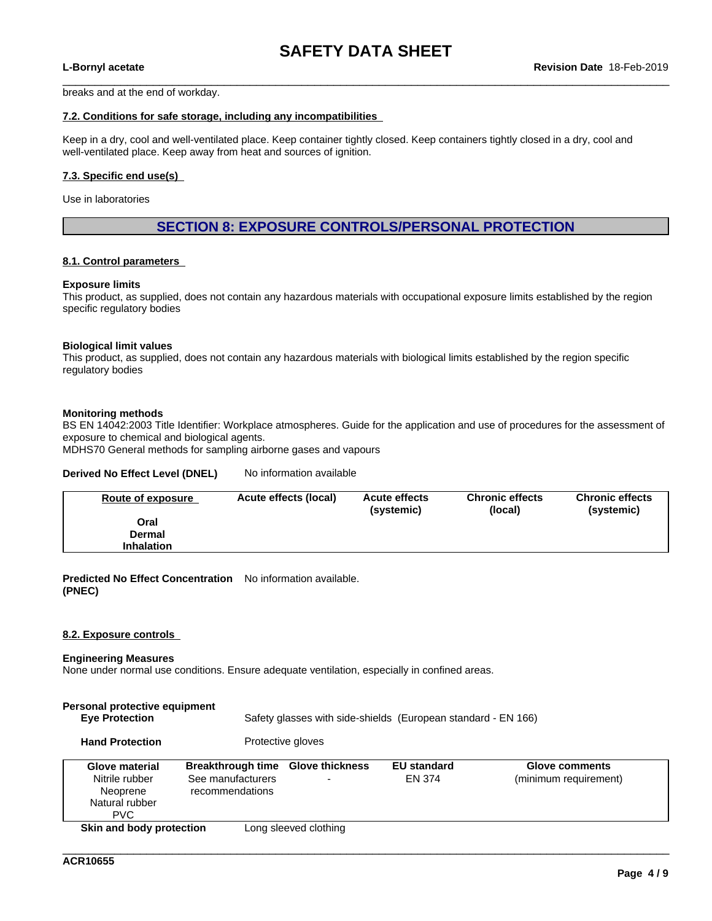breaks and at the end of workday.

### 7.2. Conditions for safe storage, including any incompatibilities

Keep in a dry, cool and well-ventilated place. Keep container tightly closed. Keep containers tightly closed in a dry, cool and well-ventilated place. Keep away from heat and sources of ignition.

### 7.3. Specific end use(s)

Use in laboratories

## SECTION 8: EXPOSURE CONTROLS/PERSONAL PROTECTION

### 8.1. Control parameters

**Exposure limits**
This product, as supplied, does not contain any hazardous materials with occupational exposure limits established by the region specific regulatory bodies

**Biological limit values**
This product, as supplied, does not contain any hazardous materials with biological limits established by the region specific regulatory bodies

**Monitoring methods**
BS EN 14042:2003 Title Identifier: Workplace atmospheres. Guide for the application and use of procedures for the assessment of exposure to chemical and biological agents.
MDHS70 General methods for sampling airborne gases and vapours

**Derived No Effect Level (DNEL)** No information available

| Route of exposure | Acute effects (local) | Acute effects (systemic) | Chronic effects (local) | Chronic effects (systemic) |
|---|---|---|---|---|
| Oral | | | | |
| Dermal | | | | |
| Inhalation | | | | |

**Predicted No Effect Concentration (PNEC)** No information available.

### 8.2. Exposure controls

**Engineering Measures**
None under normal use conditions. Ensure adequate ventilation, especially in confined areas.

**Personal protective equipment**

**Eye Protection** Safety glasses with side-shields (European standard - EN 166)

**Hand Protection** Protective gloves

| Glove material | Breakthrough time | Glove thickness | EU standard | Glove comments |
|---|---|---|---|---|
| Nitrile rubber<br>Neoprene<br>Natural rubber<br>PVC | See manufacturers recommendations | - | EN 374 | (minimum requirement) |

**Skin and body protection** Long sleeved clothing

ACR10655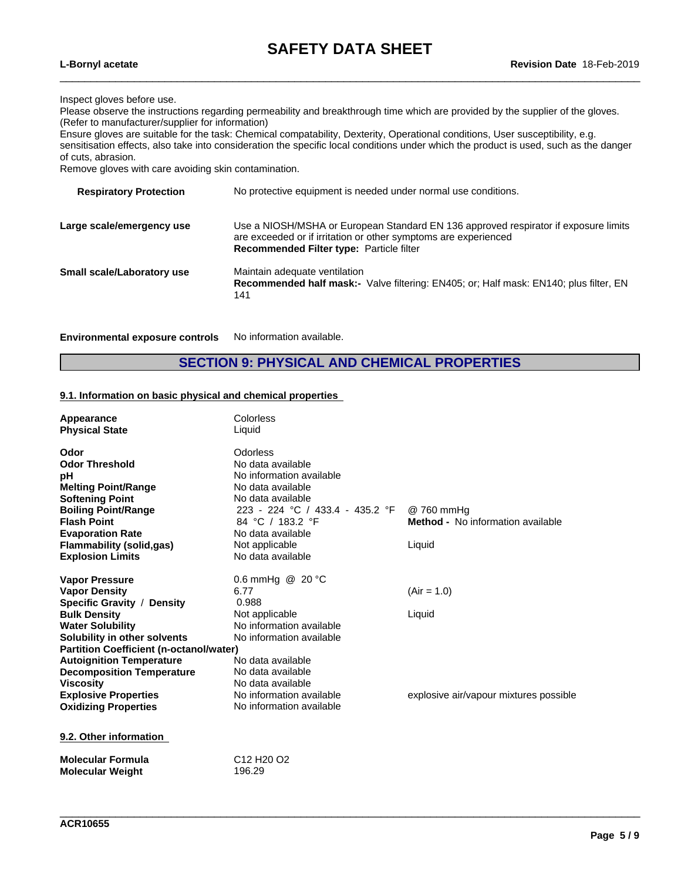Inspect gloves before use.
Please observe the instructions regarding permeability and breakthrough time which are provided by the supplier of the gloves. (Refer to manufacturer/supplier for information)
Ensure gloves are suitable for the task: Chemical compatability, Dexterity, Operational conditions, User susceptibility, e.g. sensitisation effects, also take into consideration the specific local conditions under which the product is used, such as the danger of cuts, abrasion.
Remove gloves with care avoiding skin contamination.

| | |
|---|---|
| **Respiratory Protection** | No protective equipment is needed under normal use conditions. |
| **Large scale/emergency use** | Use a NIOSH/MSHA or European Standard EN 136 approved respirator if exposure limits are exceeded or if irritation or other symptoms are experienced<br>**Recommended Filter type:** Particle filter |
| **Small scale/Laboratory use** | Maintain adequate ventilation<br>**Recommended half mask:-** Valve filtering: EN405; or; Half mask: EN140; plus filter, EN 141 |

**Environmental exposure controls** No information available.

## SECTION 9: PHYSICAL AND CHEMICAL PROPERTIES

### 9.1. Information on basic physical and chemical properties

| | | |
|---|---|---|
| **Appearance** | Colorless | |
| **Physical State** | Liquid | |
| **Odor** | Odorless | |
| **Odor Threshold** | No data available | |
| **pH** | No information available | |
| **Melting Point/Range** | No data available | |
| **Softening Point** | No data available | |
| **Boiling Point/Range** | 223 - 224 °C / 433.4 - 435.2 °F | @ 760 mmHg |
| **Flash Point** | 84 °C / 183.2 °F | **Method -** No information available |
| **Evaporation Rate** | No data available | |
| **Flammability (solid,gas)** | Not applicable | Liquid |
| **Explosion Limits** | No data available | |
| **Vapor Pressure** | 0.6 mmHg @ 20 °C | |
| **Vapor Density** | 6.77 | (Air = 1.0) |
| **Specific Gravity / Density** | 0.988 | |
| **Bulk Density** | Not applicable | Liquid |
| **Water Solubility** | No information available | |
| **Solubility in other solvents** | No information available | |
| **Partition Coefficient (n-octanol/water)** | | |
| **Autoignition Temperature** | No data available | |
| **Decomposition Temperature** | No data available | |
| **Viscosity** | No data available | |
| **Explosive Properties** | No information available | explosive air/vapour mixtures possible |
| **Oxidizing Properties** | No information available | |

### 9.2. Other information

| | |
|---|---|
| **Molecular Formula** | C12 H20 O2 |
| **Molecular Weight** | 196.29 |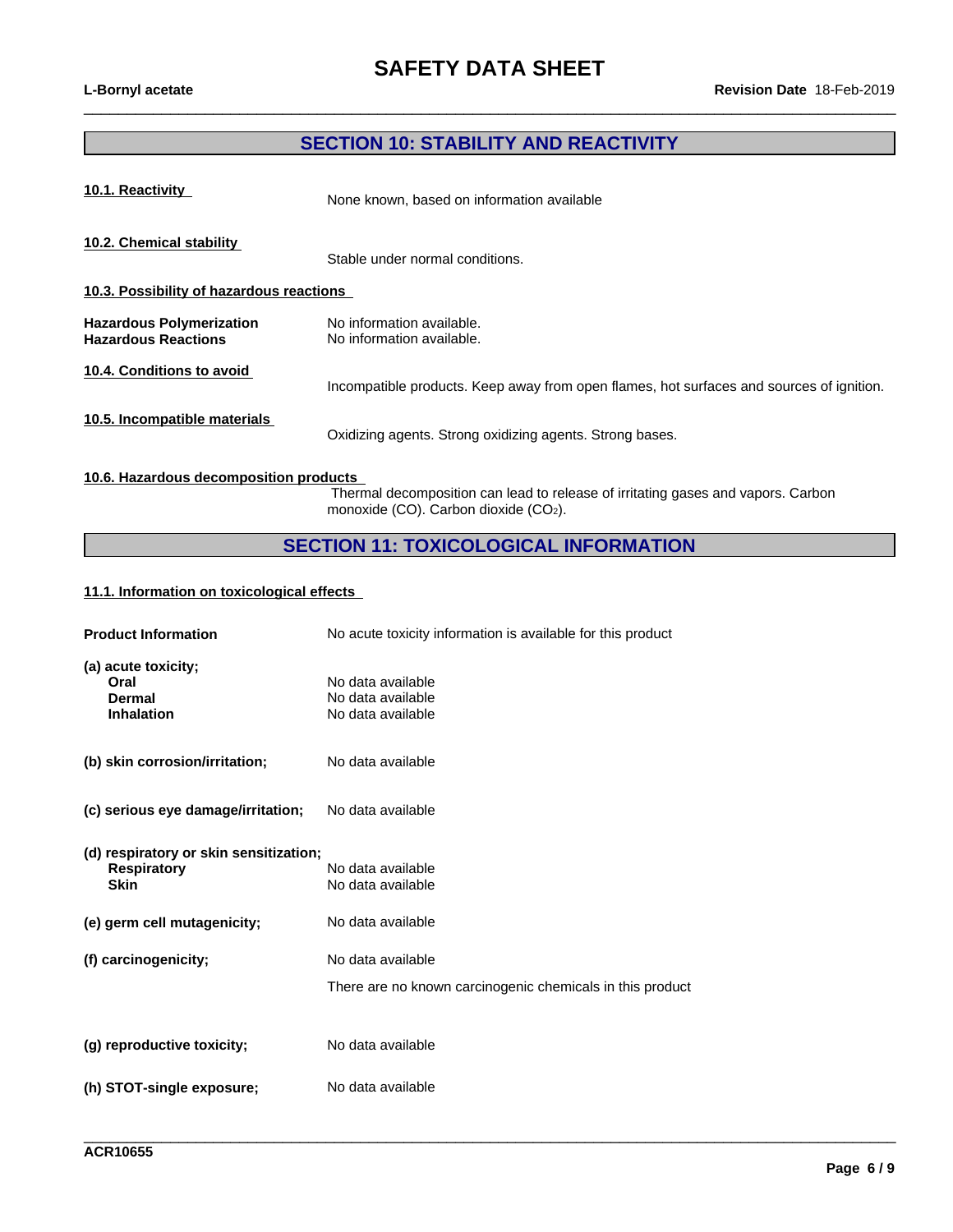## SECTION 10: STABILITY AND REACTIVITY

**10.1. Reactivity**

None known, based on information available

**10.2. Chemical stability**

Stable under normal conditions.

**10.3. Possibility of hazardous reactions**

| | |
|---|---|
| **Hazardous Polymerization** | No information available. |
| **Hazardous Reactions** | No information available. |

**10.4. Conditions to avoid**

Incompatible products. Keep away from open flames, hot surfaces and sources of ignition.

**10.5. Incompatible materials**

Oxidizing agents. Strong oxidizing agents. Strong bases.

**10.6. Hazardous decomposition products**

Thermal decomposition can lead to release of irritating gases and vapors. Carbon monoxide (CO). Carbon dioxide ($CO_2$).

## SECTION 11: TOXICOLOGICAL INFORMATION

**11.1. Information on toxicological effects**

| | |
|---|---|
| **Product Information** | No acute toxicity information is available for this product |
| **(a) acute toxicity;** | |
| **Oral** | No data available |
| **Dermal** | No data available |
| **Inhalation** | No data available |
| **(b) skin corrosion/irritation;** | No data available |
| **(c) serious eye damage/irritation;** | No data available |
| **(d) respiratory or skin sensitization;** | |
| **Respiratory** | No data available |
| **Skin** | No data available |
| **(e) germ cell mutagenicity;** | No data available |
| **(f) carcinogenicity;** | No data available |
| | There are no known carcinogenic chemicals in this product |
| **(g) reproductive toxicity;** | No data available |
| **(h) STOT-single exposure;** | No data available |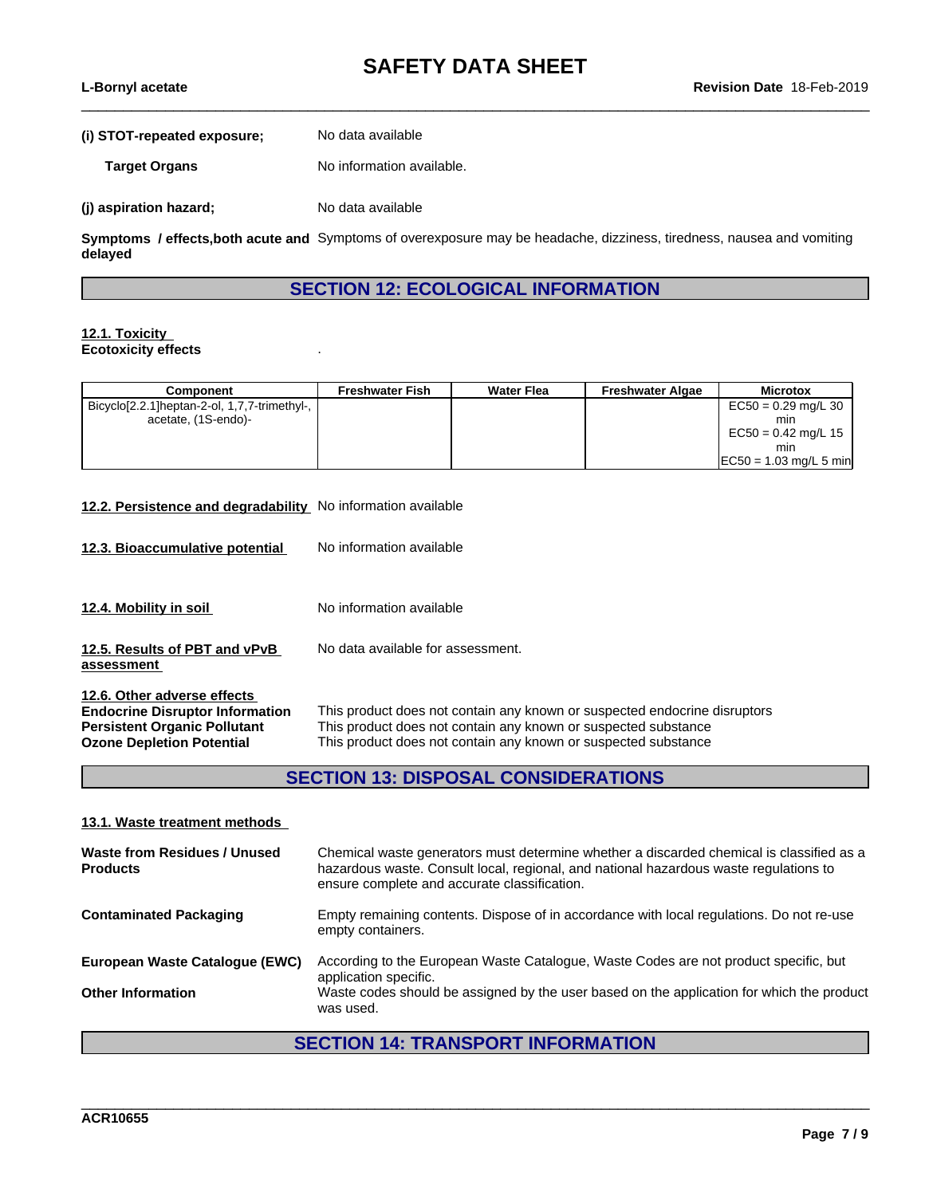**(i) STOT-repeated exposure;** No data available

**Target Organs** No information available.

**(j) aspiration hazard;** No data available

**Symptoms / effects,both acute and delayed** Symptoms of overexposure may be headache, dizziness, tiredness, nausea and vomiting

## SECTION 12: ECOLOGICAL INFORMATION

**12.1. Toxicity**

**Ecotoxicity effects** .

| Component | Freshwater Fish | Water Flea | Freshwater Algae | Microtox |
|---|---|---|---|---|
| Bicyclo[2.2.1]heptan-2-ol, 1,7,7-trimethyl-, acetate, (1S-endo)- | | | | EC50 = 0.29 mg/L 30 min<br>EC50 = 0.42 mg/L 15 min<br>EC50 = 1.03 mg/L 5 min |

**12.2. Persistence and degradability** No information available

**12.3. Bioaccumulative potential** No information available

**12.4. Mobility in soil** No information available

**12.5. Results of PBT and vPvB assessment** No data available for assessment.

**12.6. Other adverse effects**

**Endocrine Disruptor Information** This product does not contain any known or suspected endocrine disruptors

**Persistent Organic Pollutant** This product does not contain any known or suspected substance

**Ozone Depletion Potential** This product does not contain any known or suspected substance

## SECTION 13: DISPOSAL CONSIDERATIONS

**13.1. Waste treatment methods**

**Waste from Residues / Unused Products** Chemical waste generators must determine whether a discarded chemical is classified as a hazardous waste. Consult local, regional, and national hazardous waste regulations to ensure complete and accurate classification.

**Contaminated Packaging** Empty remaining contents. Dispose of in accordance with local regulations. Do not re-use empty containers.

**European Waste Catalogue (EWC)** According to the European Waste Catalogue, Waste Codes are not product specific, but application specific.

**Other Information** Waste codes should be assigned by the user based on the application for which the product was used.

## SECTION 14: TRANSPORT INFORMATION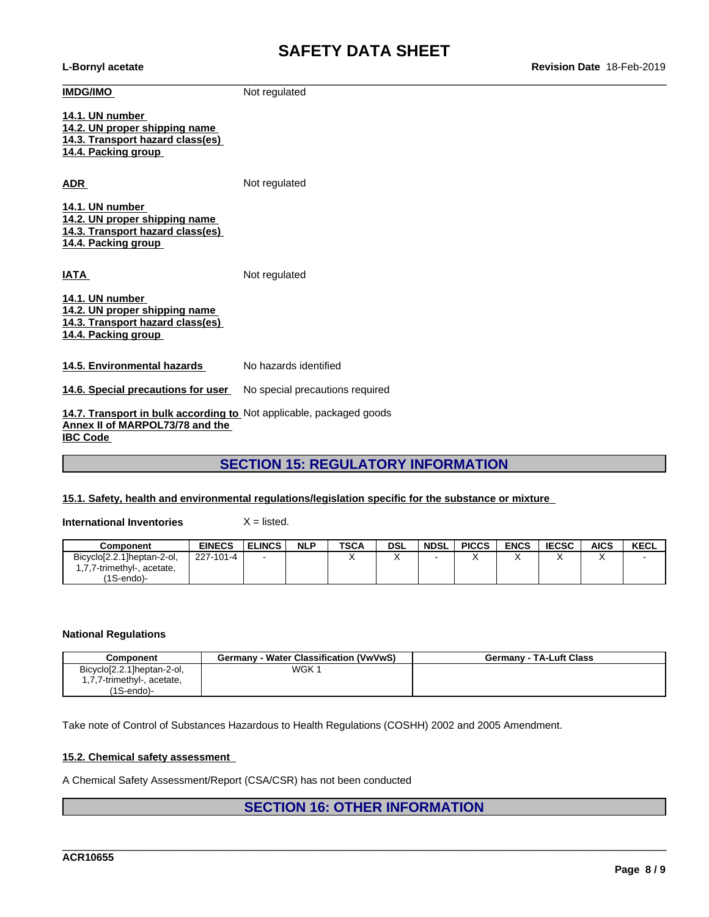**IMDG/IMO** Not regulated

**14.1. UN number**
**14.2. UN proper shipping name**
**14.3. Transport hazard class(es)**
**14.4. Packing group**

**ADR** Not regulated

**14.1. UN number**
**14.2. UN proper shipping name**
**14.3. Transport hazard class(es)**
**14.4. Packing group**

**IATA** Not regulated

**14.1. UN number**
**14.2. UN proper shipping name**
**14.3. Transport hazard class(es)**
**14.4. Packing group**

**14.5. Environmental hazards** No hazards identified

**14.6. Special precautions for user** No special precautions required

**14.7. Transport in bulk according to Annex II of MARPOL73/78 and the IBC Code** Not applicable, packaged goods

## SECTION 15: REGULATORY INFORMATION

**15.1. Safety, health and environmental regulations/legislation specific for the substance or mixture**

**International Inventories** X = listed.

| Component | EINECS | ELINCS | NLP | TSCA | DSL | NDSL | PICCS | ENCS | IECSC | AICS | KECL |
|---|---|---|---|---|---|---|---|---|---|---|---|
| Bicyclo[2.2.1]heptan-2-ol, 1,7,7-trimethyl-, acetate, (1S-endo)- | 227-101-4 | - | | X | X | - | X | X | X | X | - |

**National Regulations**

| Component | Germany - Water Classification (VwVwS) | Germany - TA-Luft Class |
|---|---|---|
| Bicyclo[2.2.1]heptan-2-ol, 1,7,7-trimethyl-, acetate, (1S-endo)- | WGK 1 | |

Take note of Control of Substances Hazardous to Health Regulations (COSHH) 2002 and 2005 Amendment.

**15.2. Chemical safety assessment**

A Chemical Safety Assessment/Report (CSA/CSR) has not been conducted

## SECTION 16: OTHER INFORMATION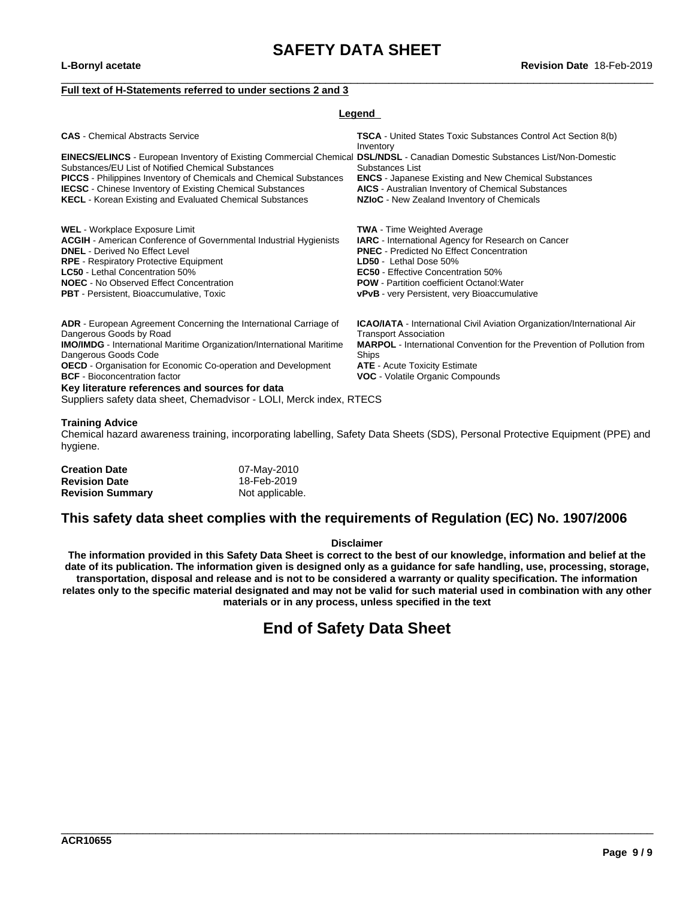**Full text of H-Statements referred to under sections 2 and 3**

**Legend**

**CAS** - Chemical Abstracts Service

**TSCA** - United States Toxic Substances Control Act Section 8(b) Inventory

**EINECS/ELINCS** - European Inventory of Existing Commercial Chemical Substances/EU List of Notified Chemical Substances

**DSL/NDSL** - Canadian Domestic Substances List/Non-Domestic Substances List

**PICCS** - Philippines Inventory of Chemicals and Chemical Substances

**ENCS** - Japanese Existing and New Chemical Substances

**IECSC** - Chinese Inventory of Existing Chemical Substances

**AICS** - Australian Inventory of Chemical Substances

**KECL** - Korean Existing and Evaluated Chemical Substances

**NZIoC** - New Zealand Inventory of Chemicals

**WEL** - Workplace Exposure Limit

**TWA** - Time Weighted Average

**ACGIH** - American Conference of Governmental Industrial Hygienists

**IARC** - International Agency for Research on Cancer

**DNEL** - Derived No Effect Level

**PNEC** - Predicted No Effect Concentration

**RPE** - Respiratory Protective Equipment

**LD50** - Lethal Dose 50%

**LC50** - Lethal Concentration 50%

**EC50** - Effective Concentration 50%

**NOEC** - No Observed Effect Concentration

**POW** - Partition coefficient Octanol:Water

**PBT** - Persistent, Bioaccumulative, Toxic

**vPvB** - very Persistent, very Bioaccumulative

**ADR** - European Agreement Concerning the International Carriage of Dangerous Goods by Road

**ICAO/IATA** - International Civil Aviation Organization/International Air Transport Association

**IMO/IMDG** - International Maritime Organization/International Maritime Dangerous Goods Code

**MARPOL** - International Convention for the Prevention of Pollution from Ships

**OECD** - Organisation for Economic Co-operation and Development

**ATE** - Acute Toxicity Estimate

**BCF** - Bioconcentration factor

**VOC** - Volatile Organic Compounds

**Key literature references and sources for data**

Suppliers safety data sheet, Chemadvisor - LOLI, Merck index, RTECS

**Training Advice**

Chemical hazard awareness training, incorporating labelling, Safety Data Sheets (SDS), Personal Protective Equipment (PPE) and hygiene.

| | |
|---|---|
| **Creation Date** | 07-May-2010 |
| **Revision Date** | 18-Feb-2019 |
| **Revision Summary** | Not applicable. |

## This safety data sheet complies with the requirements of Regulation (EC) No. 1907/2006

**Disclaimer**

**The information provided in this Safety Data Sheet is correct to the best of our knowledge, information and belief at the date of its publication. The information given is designed only as a guidance for safe handling, use, processing, storage, transportation, disposal and release and is not to be considered a warranty or quality specification. The information relates only to the specific material designated and may not be valid for such material used in combination with any other materials or in any process, unless specified in the text**

# End of Safety Data Sheet